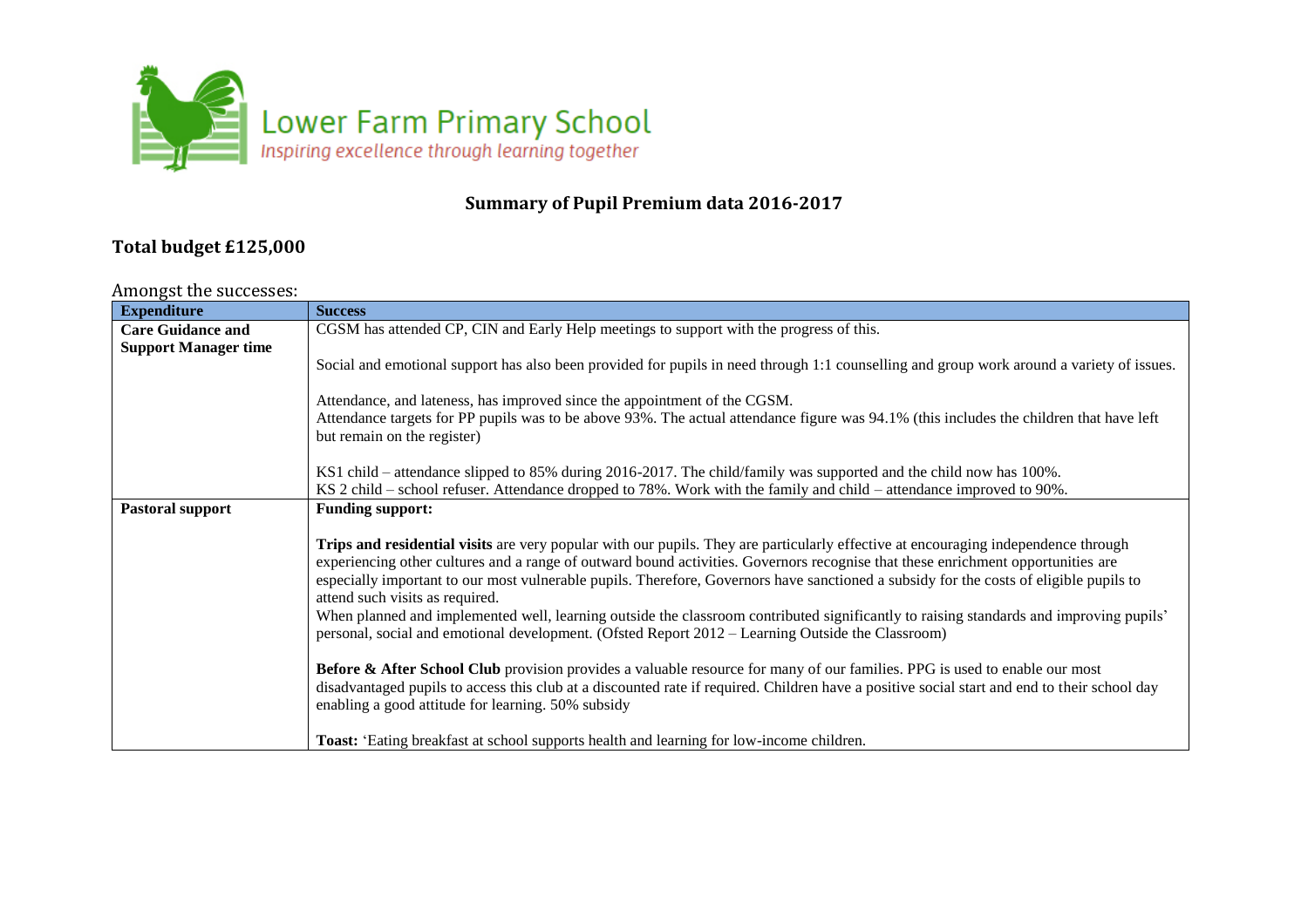Lower Farm Primary School
*Inspiring excellence through learning together*

## Summary of Pupil Premium data 2016-2017

### Total budget £125,000

Amongst the successes:

| Expenditure | Success |
|---|---|
| **Care Guidance and Support Manager time** | CGSM has attended CP, CIN and Early Help meetings to support with the progress of this.<br><br>Social and emotional support has also been provided for pupils in need through 1:1 counselling and group work around a variety of issues.<br><br>Attendance, and lateness, has improved since the appointment of the CGSM.<br>Attendance targets for PP pupils was to be above 93%. The actual attendance figure was 94.1% (this includes the children that have left but remain on the register)<br><br>KS1 child – attendance slipped to 85% during 2016-2017. The child/family was supported and the child now has 100%.<br>KS 2 child – school refuser. Attendance dropped to 78%. Work with the family and child – attendance improved to 90%. |
| **Pastoral support** | **Funding support:**<br><br>**Trips and residential visits** are very popular with our pupils. They are particularly effective at encouraging independence through experiencing other cultures and a range of outward bound activities. Governors recognise that these enrichment opportunities are especially important to our most vulnerable pupils. Therefore, Governors have sanctioned a subsidy for the costs of eligible pupils to attend such visits as required.<br>When planned and implemented well, learning outside the classroom contributed significantly to raising standards and improving pupils' personal, social and emotional development. (Ofsted Report 2012 – Learning Outside the Classroom)<br><br>**Before & After School Club** provision provides a valuable resource for many of our families. PPG is used to enable our most disadvantaged pupils to access this club at a discounted rate if required. Children have a positive social start and end to their school day enabling a good attitude for learning. 50% subsidy<br><br>**Toast:** 'Eating breakfast at school supports health and learning for low-income children. |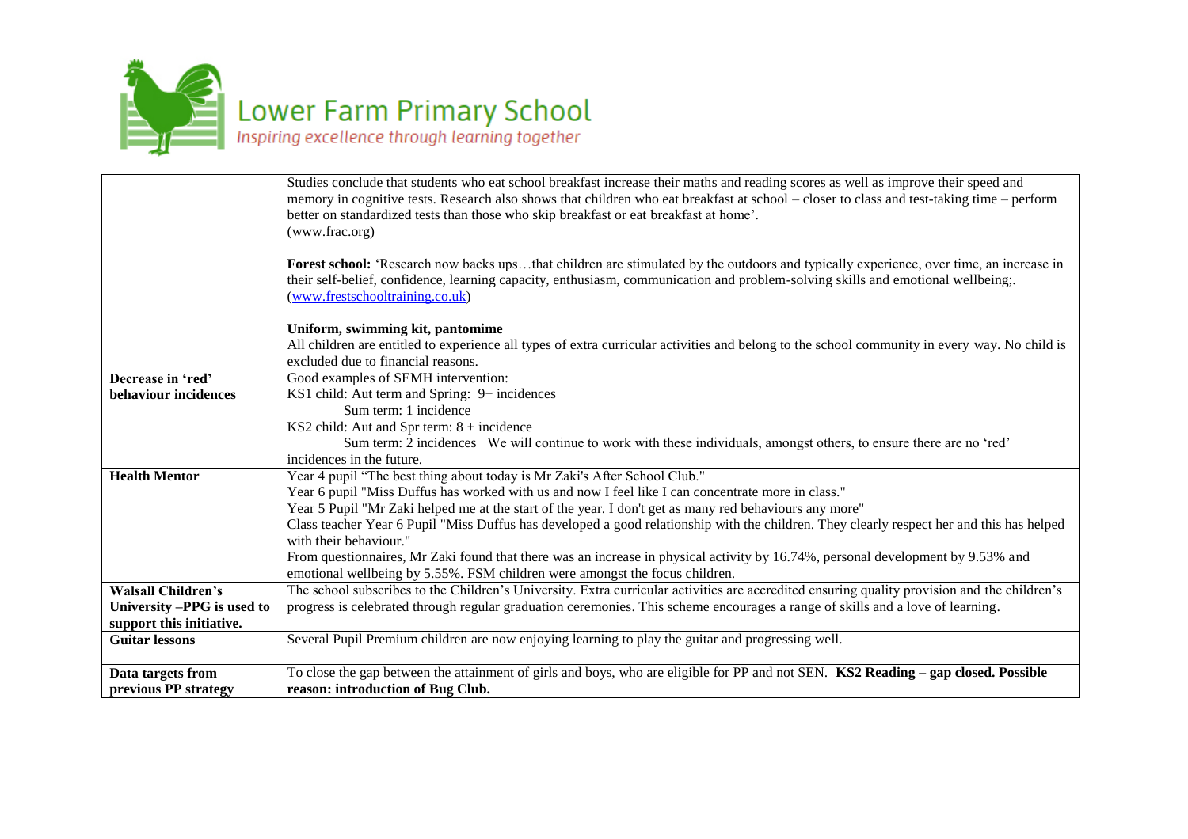# Lower Farm Primary School

*Inspiring excellence through learning together*

| | |
|---|---|
| | Studies conclude that students who eat school breakfast increase their maths and reading scores as well as improve their speed and memory in cognitive tests. Research also shows that children who eat breakfast at school – closer to class and test-taking time – perform better on standardized tests than those who skip breakfast or eat breakfast at home'.<br>(www.frac.org)<br><br>**Forest school:** 'Research now backs ups…that children are stimulated by the outdoors and typically experience, over time, an increase in their self-belief, confidence, learning capacity, enthusiasm, communication and problem-solving skills and emotional wellbeing;.<br>(www.frestschooltraining.co.uk)<br><br>**Uniform, swimming kit, pantomime**<br>All children are entitled to experience all types of extra curricular activities and belong to the school community in every way. No child is excluded due to financial reasons. |
| **Decrease in 'red' behaviour incidences** | Good examples of SEMH intervention:<br>KS1 child: Aut term and Spring: 9+ incidences<br>Sum term: 1 incidence<br>KS2 child: Aut and Spr term: 8 + incidence<br>Sum term: 2 incidences We will continue to work with these individuals, amongst others, to ensure there are no 'red' incidences in the future. |
| **Health Mentor** | Year 4 pupil "The best thing about today is Mr Zaki's After School Club."<br>Year 6 pupil "Miss Duffus has worked with us and now I feel like I can concentrate more in class."<br>Year 5 Pupil "Mr Zaki helped me at the start of the year. I don't get as many red behaviours any more"<br>Class teacher Year 6 Pupil "Miss Duffus has developed a good relationship with the children. They clearly respect her and this has helped with their behaviour."<br>From questionnaires, Mr Zaki found that there was an increase in physical activity by 16.74%, personal development by 9.53% and emotional wellbeing by 5.55%. FSM children were amongst the focus children. |
| **Walsall Children's University –PPG is used to support this initiative.** | The school subscribes to the Children's University. Extra curricular activities are accredited ensuring quality provision and the children's progress is celebrated through regular graduation ceremonies. This scheme encourages a range of skills and a love of learning. |
| **Guitar lessons** | Several Pupil Premium children are now enjoying learning to play the guitar and progressing well. |
| **Data targets from previous PP strategy** | To close the gap between the attainment of girls and boys, who are eligible for PP and not SEN. **KS2 Reading – gap closed. Possible reason: introduction of Bug Club.** |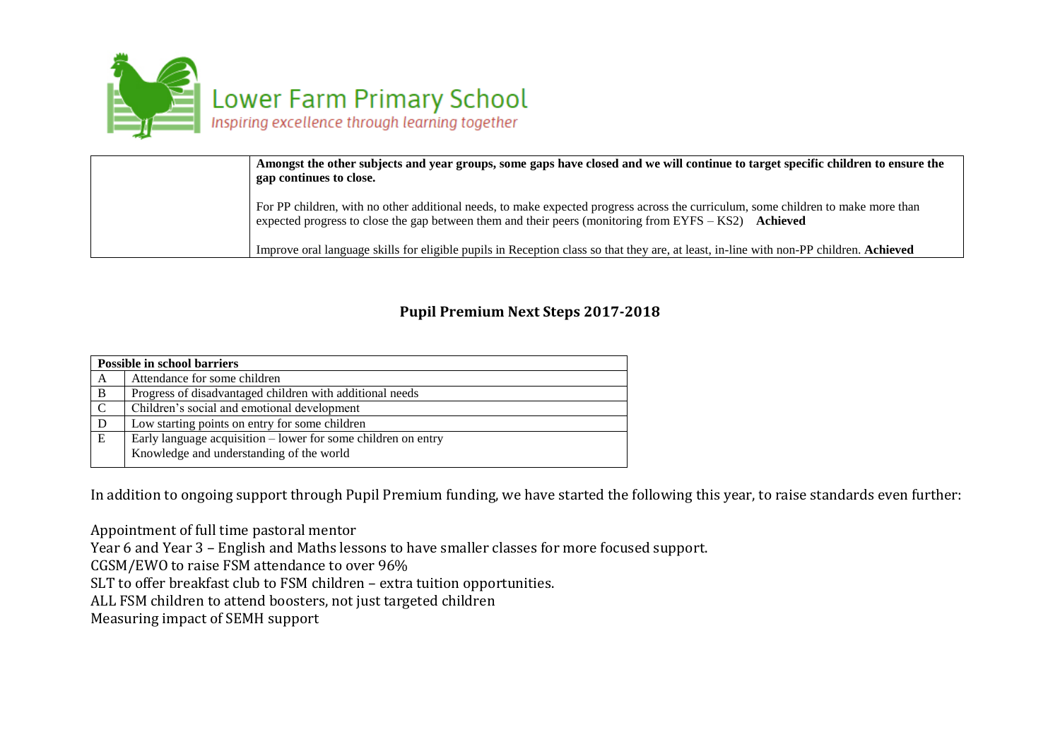| | |
|---|---|
| | **Amongst the other subjects and year groups, some gaps have closed and we will continue to target specific children to ensure the gap continues to close.**<br><br>For PP children, with no other additional needs, to make expected progress across the curriculum, some children to make more than expected progress to close the gap between them and their peers (monitoring from EYFS – KS2) **Achieved**<br><br>Improve oral language skills for eligible pupils in Reception class so that they are, at least, in-line with non-PP children. **Achieved** |

## Pupil Premium Next Steps 2017-2018

| **Possible in school barriers** | |
|---|---|
| A | Attendance for some children |
| B | Progress of disadvantaged children with additional needs |
| C | Children's social and emotional development |
| D | Low starting points on entry for some children |
| E | Early language acquisition – lower for some children on entry<br>Knowledge and understanding of the world |

In addition to ongoing support through Pupil Premium funding, we have started the following this year, to raise standards even further:

Appointment of full time pastoral mentor
Year 6 and Year 3 – English and Maths lessons to have smaller classes for more focused support.
CGSM/EWO to raise FSM attendance to over 96%
SLT to offer breakfast club to FSM children – extra tuition opportunities.
ALL FSM children to attend boosters, not just targeted children
Measuring impact of SEMH support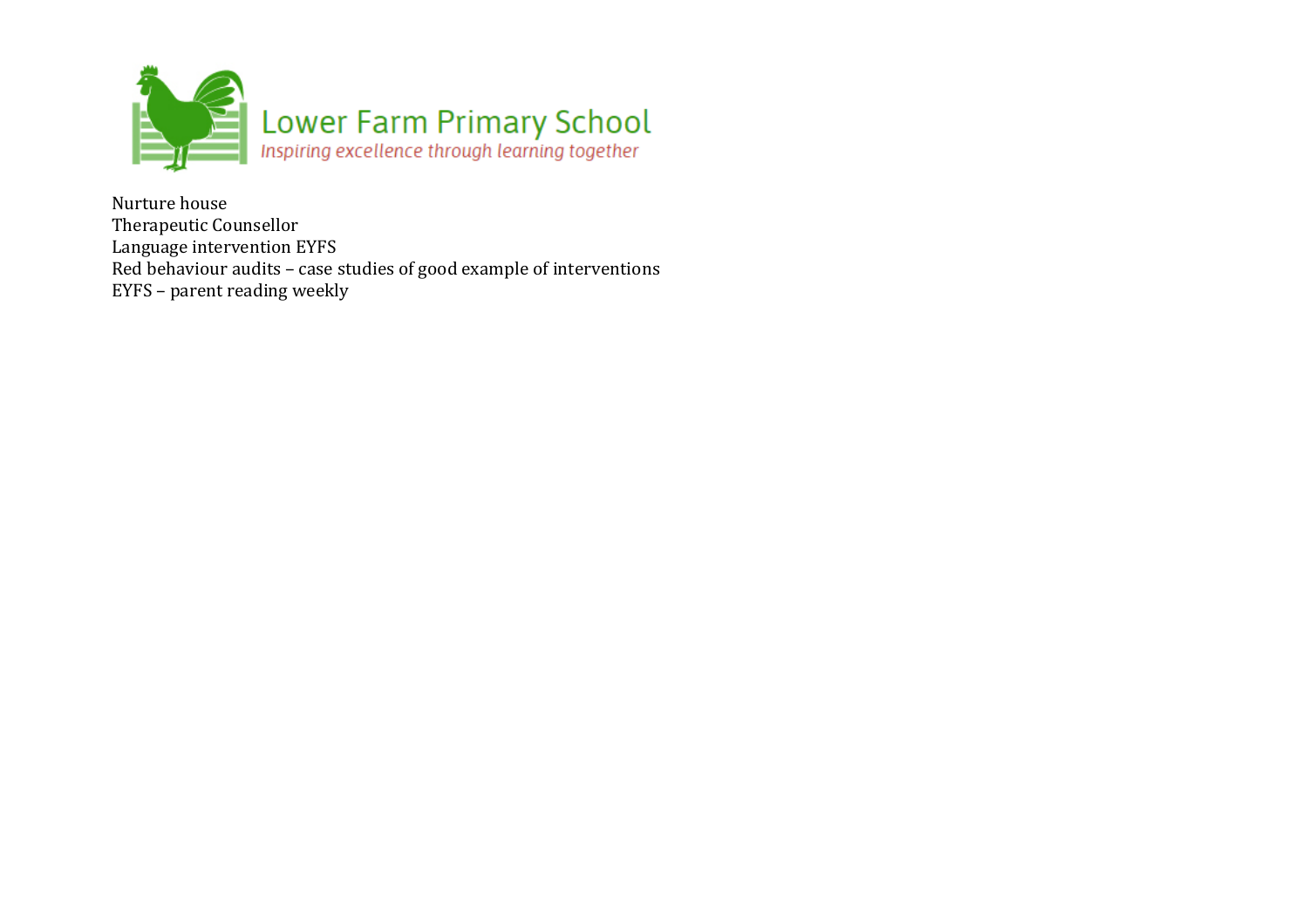Lower Farm Primary School

*Inspiring excellence through learning together*

Nurture house
Therapeutic Counsellor
Language intervention EYFS
Red behaviour audits – case studies of good example of interventions
EYFS – parent reading weekly